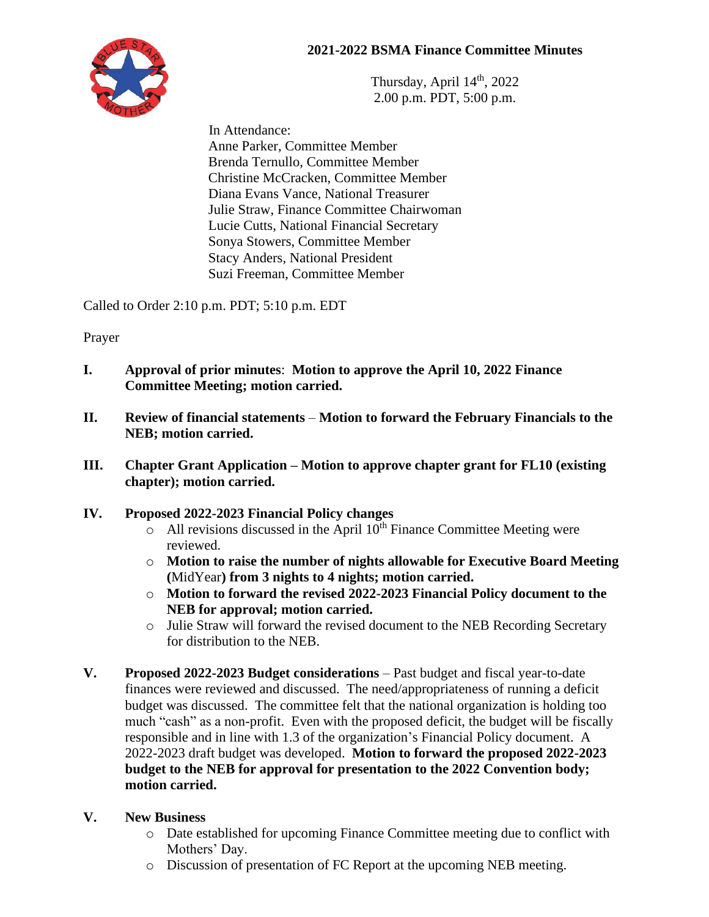# 2021-2022 BSMA Finance Committee Minutes

Thursday, April 14th, 2022
2.00 p.m. PDT, 5:00 p.m.

In Attendance:
Anne Parker, Committee Member
Brenda Ternullo, Committee Member
Christine McCracken, Committee Member
Diana Evans Vance, National Treasurer
Julie Straw, Finance Committee Chairwoman
Lucie Cutts, National Financial Secretary
Sonya Stowers, Committee Member
Stacy Anders, National President
Suzi Freeman, Committee Member

Called to Order 2:10 p.m. PDT; 5:10 p.m. EDT

Prayer

I. **Approval of prior minutes**: **Motion to approve the April 10, 2022 Finance Committee Meeting; motion carried.**

II. **Review of financial statements** – **Motion to forward the February Financials to the NEB; motion carried.**

III. **Chapter Grant Application – Motion to approve chapter grant for FL10 (existing chapter); motion carried.**

IV. **Proposed 2022-2023 Financial Policy changes**
   - All revisions discussed in the April 10th Finance Committee Meeting were reviewed.
   - **Motion to raise the number of nights allowable for Executive Board Meeting (**MidYear**) from 3 nights to 4 nights; motion carried.**
   - **Motion to forward the revised 2022-2023 Financial Policy document to the NEB for approval; motion carried.**
   - Julie Straw will forward the revised document to the NEB Recording Secretary for distribution to the NEB.

V. **Proposed 2022-2023 Budget considerations** – Past budget and fiscal year-to-date finances were reviewed and discussed. The need/appropriateness of running a deficit budget was discussed. The committee felt that the national organization is holding too much "cash" as a non-profit. Even with the proposed deficit, the budget will be fiscally responsible and in line with 1.3 of the organization's Financial Policy document. A 2022-2023 draft budget was developed. **Motion to forward the proposed 2022-2023 budget to the NEB for approval for presentation to the 2022 Convention body; motion carried.**

V. **New Business**
   - Date established for upcoming Finance Committee meeting due to conflict with Mothers' Day.
   - Discussion of presentation of FC Report at the upcoming NEB meeting.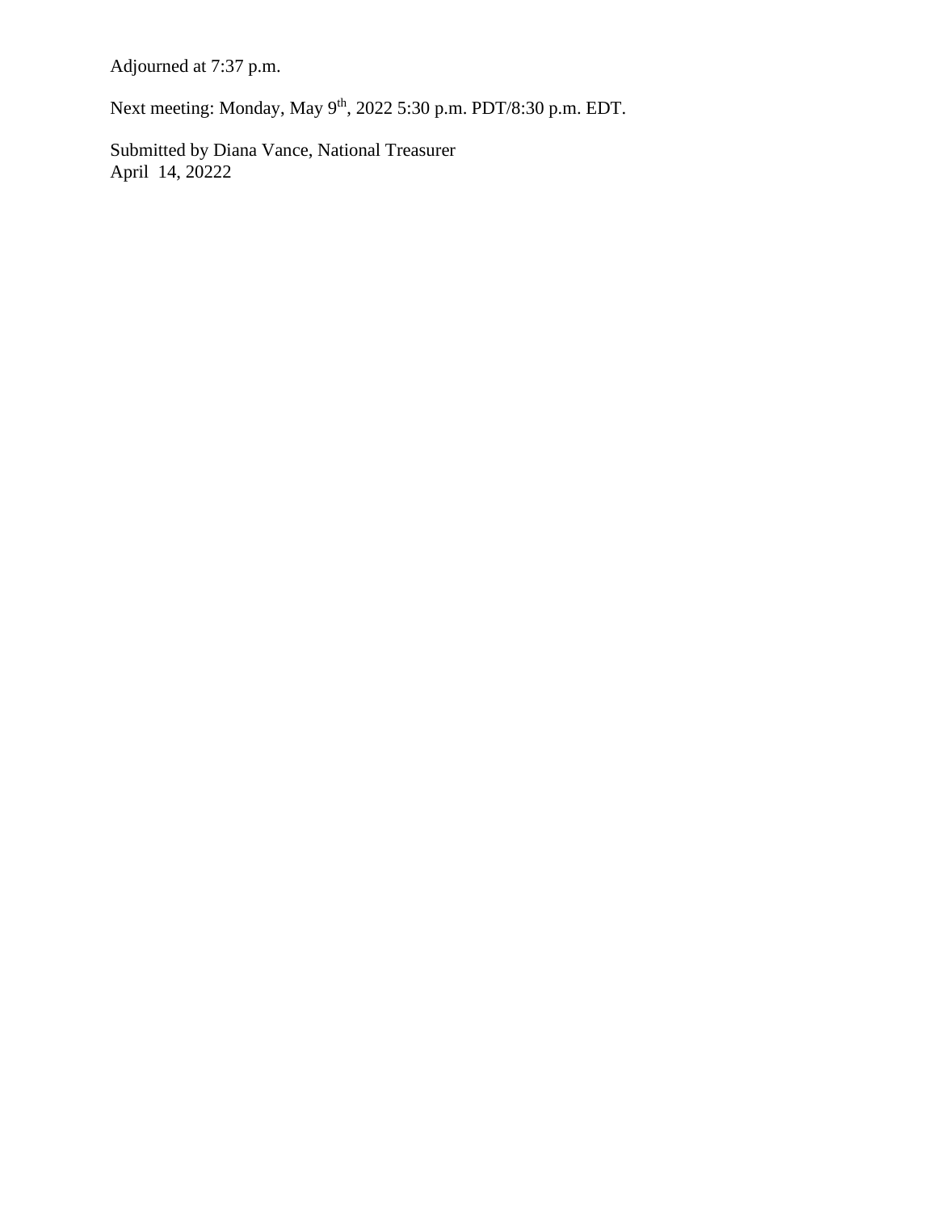Adjourned at 7:37 p.m.

Next meeting: Monday, May 9th, 2022 5:30 p.m. PDT/8:30 p.m. EDT.

Submitted by Diana Vance, National Treasurer
April 14, 20222